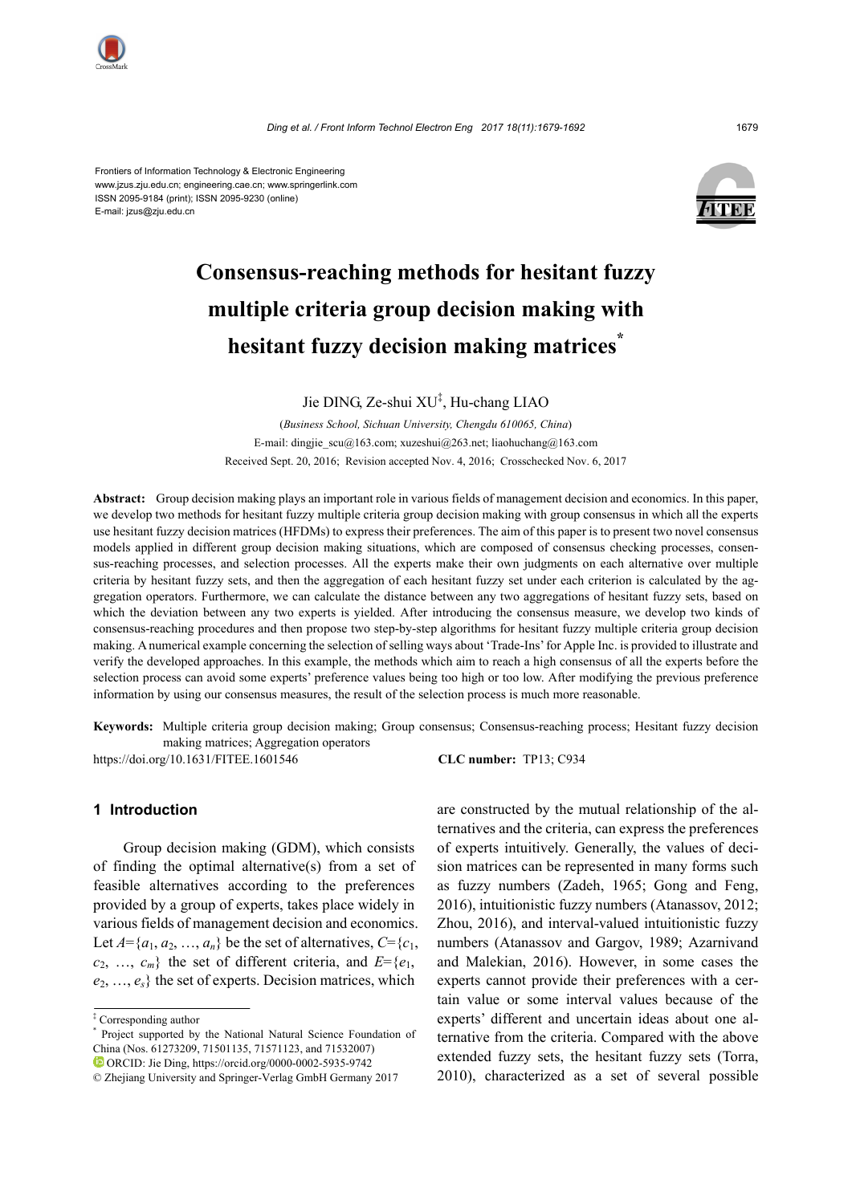Frontiers of Information Technology & Electronic Engineering
www.jzus.zju.edu.cn; engineering.cae.cn; www.springerlink.com
ISSN 2095-9184 (print); ISSN 2095-9230 (online)
E-mail: jzus@zju.edu.cn

# Consensus-reaching methods for hesitant fuzzy multiple criteria group decision making with hesitant fuzzy decision making matrices*

Jie DING, Ze-shui XU‡, Hu-chang LIAO

(*Business School, Sichuan University, Chengdu 610065, China*)

E-mail: dingjie_scu@163.com; xuzeshui@263.net; liaohuchang@163.com

Received Sept. 20, 2016; Revision accepted Nov. 4, 2016; Crosschecked Nov. 6, 2017

**Abstract:** Group decision making plays an important role in various fields of management decision and economics. In this paper, we develop two methods for hesitant fuzzy multiple criteria group decision making with group consensus in which all the experts use hesitant fuzzy decision matrices (HFDMs) to express their preferences. The aim of this paper is to present two novel consensus models applied in different group decision making situations, which are composed of consensus checking processes, consensus-reaching processes, and selection processes. All the experts make their own judgments on each alternative over multiple criteria by hesitant fuzzy sets, and then the aggregation of each hesitant fuzzy set under each criterion is calculated by the aggregation operators. Furthermore, we can calculate the distance between any two aggregations of hesitant fuzzy sets, based on which the deviation between any two experts is yielded. After introducing the consensus measure, we develop two kinds of consensus-reaching procedures and then propose two step-by-step algorithms for hesitant fuzzy multiple criteria group decision making. A numerical example concerning the selection of selling ways about 'Trade-Ins' for Apple Inc. is provided to illustrate and verify the developed approaches. In this example, the methods which aim to reach a high consensus of all the experts before the selection process can avoid some experts' preference values being too high or too low. After modifying the previous preference information by using our consensus measures, the result of the selection process is much more reasonable.

**Keywords:** Multiple criteria group decision making; Group consensus; Consensus-reaching process; Hesitant fuzzy decision making matrices; Aggregation operators

https://doi.org/10.1631/FITEE.1601546 **CLC number:** TP13; C934

## 1 Introduction

Group decision making (GDM), which consists of finding the optimal alternative(s) from a set of feasible alternatives according to the preferences provided by a group of experts, takes place widely in various fields of management decision and economics. Let $A=\{a_1, a_2, \ldots, a_n\}$ be the set of alternatives, $C=\{c_1, c_2, \ldots, c_m\}$ the set of different criteria, and $E=\{e_1, e_2, \ldots, e_s\}$ the set of experts. Decision matrices, which are constructed by the mutual relationship of the alternatives and the criteria, can express the preferences of experts intuitively. Generally, the values of decision matrices can be represented in many forms such as fuzzy numbers (Zadeh, 1965; Gong and Feng, 2016), intuitionistic fuzzy numbers (Atanassov, 2012; Zhou, 2016), and interval-valued intuitionistic fuzzy numbers (Atanassov and Gargov, 1989; Azarnivand and Malekian, 2016). However, in some cases the experts cannot provide their preferences with a certain value or some interval values because of the experts' different and uncertain ideas about one alternative from the criteria. Compared with the above extended fuzzy sets, the hesitant fuzzy sets (Torra, 2010), characterized as a set of several possible

‡ Corresponding author

\* Project supported by the National Natural Science Foundation of China (Nos. 61273209, 71501135, 71571123, and 71532007)

ORCID: Jie Ding, https://orcid.org/0000-0002-5935-9742

© Zhejiang University and Springer-Verlag GmbH Germany 2017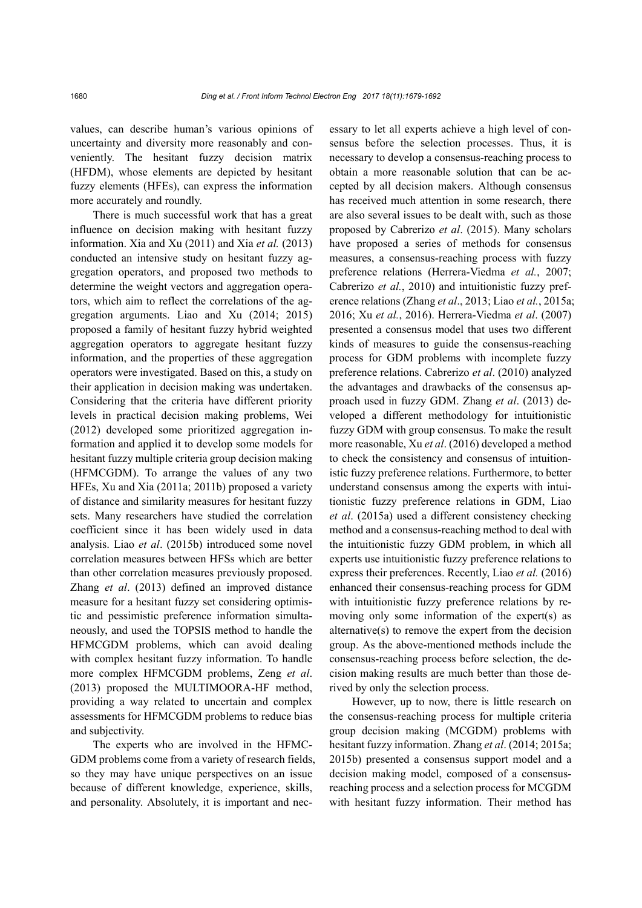values, can describe human's various opinions of uncertainty and diversity more reasonably and conveniently. The hesitant fuzzy decision matrix (HFDM), whose elements are depicted by hesitant fuzzy elements (HFEs), can express the information more accurately and roundly.

There is much successful work that has a great influence on decision making with hesitant fuzzy information. Xia and Xu (2011) and Xia *et al.* (2013) conducted an intensive study on hesitant fuzzy aggregation operators, and proposed two methods to determine the weight vectors and aggregation operators, which aim to reflect the correlations of the aggregation arguments. Liao and Xu (2014; 2015) proposed a family of hesitant fuzzy hybrid weighted aggregation operators to aggregate hesitant fuzzy information, and the properties of these aggregation operators were investigated. Based on this, a study on their application in decision making was undertaken. Considering that the criteria have different priority levels in practical decision making problems, Wei (2012) developed some prioritized aggregation information and applied it to develop some models for hesitant fuzzy multiple criteria group decision making (HFMCGDM). To arrange the values of any two HFEs, Xu and Xia (2011a; 2011b) proposed a variety of distance and similarity measures for hesitant fuzzy sets. Many researchers have studied the correlation coefficient since it has been widely used in data analysis. Liao *et al*. (2015b) introduced some novel correlation measures between HFSs which are better than other correlation measures previously proposed. Zhang *et al*. (2013) defined an improved distance measure for a hesitant fuzzy set considering optimistic and pessimistic preference information simultaneously, and used the TOPSIS method to handle the HFMCGDM problems, which can avoid dealing with complex hesitant fuzzy information. To handle more complex HFMCGDM problems, Zeng *et al*. (2013) proposed the MULTIMOORA-HF method, providing a way related to uncertain and complex assessments for HFMCGDM problems to reduce bias and subjectivity.

The experts who are involved in the HFMCGDM problems come from a variety of research fields, so they may have unique perspectives on an issue because of different knowledge, experience, skills, and personality. Absolutely, it is important and necessary to let all experts achieve a high level of consensus before the selection processes. Thus, it is necessary to develop a consensus-reaching process to obtain a more reasonable solution that can be accepted by all decision makers. Although consensus has received much attention in some research, there are also several issues to be dealt with, such as those proposed by Cabrerizo *et al*. (2015). Many scholars have proposed a series of methods for consensus measures, a consensus-reaching process with fuzzy preference relations (Herrera-Viedma *et al.*, 2007; Cabrerizo *et al.*, 2010) and intuitionistic fuzzy preference relations (Zhang *et al*., 2013; Liao *et al.*, 2015a; 2016; Xu *et al.*, 2016). Herrera-Viedma *et al*. (2007) presented a consensus model that uses two different kinds of measures to guide the consensus-reaching process for GDM problems with incomplete fuzzy preference relations. Cabrerizo *et al*. (2010) analyzed the advantages and drawbacks of the consensus approach used in fuzzy GDM. Zhang *et al*. (2013) developed a different methodology for intuitionistic fuzzy GDM with group consensus. To make the result more reasonable, Xu *et al*. (2016) developed a method to check the consistency and consensus of intuitionistic fuzzy preference relations. Furthermore, to better understand consensus among the experts with intuitionistic fuzzy preference relations in GDM, Liao *et al*. (2015a) used a different consistency checking method and a consensus-reaching method to deal with the intuitionistic fuzzy GDM problem, in which all experts use intuitionistic fuzzy preference relations to express their preferences. Recently, Liao *et al.* (2016) enhanced their consensus-reaching process for GDM with intuitionistic fuzzy preference relations by removing only some information of the expert(s) as alternative(s) to remove the expert from the decision group. As the above-mentioned methods include the consensus-reaching process before selection, the decision making results are much better than those derived by only the selection process.

However, up to now, there is little research on the consensus-reaching process for multiple criteria group decision making (MCGDM) problems with hesitant fuzzy information. Zhang *et al*. (2014; 2015a; 2015b) presented a consensus support model and a decision making model, composed of a consensus-reaching process and a selection process for MCGDM with hesitant fuzzy information. Their method has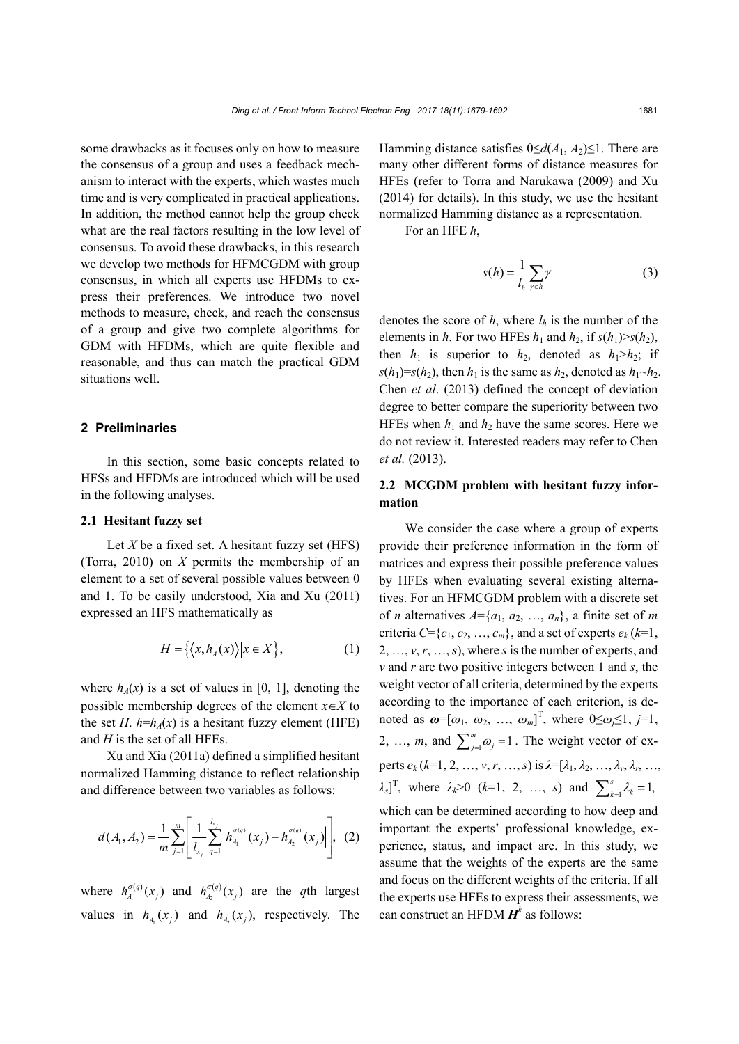some drawbacks as it focuses only on how to measure the consensus of a group and uses a feedback mechanism to interact with the experts, which wastes much time and is very complicated in practical applications. In addition, the method cannot help the group check what are the real factors resulting in the low level of consensus. To avoid these drawbacks, in this research we develop two methods for HFMCGDM with group consensus, in which all experts use HFDMs to express their preferences. We introduce two novel methods to measure, check, and reach the consensus of a group and give two complete algorithms for GDM with HFDMs, which are quite flexible and reasonable, and thus can match the practical GDM situations well.

## 2 Preliminaries

In this section, some basic concepts related to HFSs and HFDMs are introduced which will be used in the following analyses.

### 2.1 Hesitant fuzzy set

Let $X$ be a fixed set. A hesitant fuzzy set (HFS) (Torra, 2010) on $X$ permits the membership of an element to a set of several possible values between 0 and 1. To be easily understood, Xia and Xu (2011) expressed an HFS mathematically as

$$H = \left\{ \left\langle x, h_A(x) \right\rangle \middle| x \in X \right\}, \tag{1}$$

where $h_A(x)$ is a set of values in [0, 1], denoting the possible membership degrees of the element $x \in X$ to the set $H$. $h=h_A(x)$ is a hesitant fuzzy element (HFE) and $H$ is the set of all HFEs.

Xu and Xia (2011a) defined a simplified hesitant normalized Hamming distance to reflect relationship and difference between two variables as follows:

$$d(A_1, A_2) = \frac{1}{m} \sum_{j=1}^{m} \left[ \frac{1}{l_{x_j}} \sum_{q=1}^{l_{x_j}} \left| h_{A_1}^{\sigma(q)}(x_j) - h_{A_2}^{\sigma(q)}(x_j) \right| \right], \tag{2}$$

where $h_{A_1}^{\sigma(q)}(x_j)$ and $h_{A_2}^{\sigma(q)}(x_j)$ are the $q$th largest values in $h_{A_1}(x_j)$ and $h_{A_2}(x_j)$, respectively. The Hamming distance satisfies $0 \le d(A_1, A_2) \le 1$. There are many other different forms of distance measures for HFEs (refer to Torra and Narukawa (2009) and Xu (2014) for details). In this study, we use the hesitant normalized Hamming distance as a representation.

For an HFE $h$,

$$s(h) = \frac{1}{l_h} \sum_{\gamma \in h} \gamma \tag{3}$$

denotes the score of $h$, where $l_h$ is the number of the elements in $h$. For two HFEs $h_1$ and $h_2$, if $s(h_1) > s(h_2)$, then $h_1$ is superior to $h_2$, denoted as $h_1 > h_2$; if $s(h_1) = s(h_2)$, then $h_1$ is the same as $h_2$, denoted as $h_1 \sim h_2$. Chen *et al*. (2013) defined the concept of deviation degree to better compare the superiority between two HFEs when $h_1$ and $h_2$ have the same scores. Here we do not review it. Interested readers may refer to Chen *et al.* (2013).

### 2.2 MCGDM problem with hesitant fuzzy information

We consider the case where a group of experts provide their preference information in the form of matrices and express their possible preference values by HFEs when evaluating several existing alternatives. For an HFMCGDM problem with a discrete set of $n$ alternatives $A=\{a_1, a_2, \ldots, a_n\}$, a finite set of $m$ criteria $C=\{c_1, c_2, \ldots, c_m\}$, and a set of experts $e_k$ ($k=1, 2, \ldots, v, r, \ldots, s$), where $s$ is the number of experts, and $v$ and $r$ are two positive integers between 1 and $s$, the weight vector of all criteria, determined by the experts according to the importance of each criterion, is denoted as $\boldsymbol{\omega}=[\omega_1, \omega_2, \ldots, \omega_m]^{\mathrm{T}}$, where $0 \le \omega_j \le 1$, $j=1, 2, \ldots, m$, and $\sum_{j=1}^{m} \omega_j = 1$. The weight vector of experts $e_k$ ($k=1, 2, \ldots, v, r, \ldots, s$) is $\boldsymbol{\lambda}=[\lambda_1, \lambda_2, \ldots, \lambda_v, \lambda_r, \ldots, \lambda_s]^{\mathrm{T}}$, where $\lambda_k > 0$ ($k=1, 2, \ldots, s$) and $\sum_{k=1}^{s} \lambda_k = 1$, which can be determined according to how deep and important the experts' professional knowledge, experience, status, and impact are. In this study, we assume that the weights of the experts are the same and focus on the different weights of the criteria. If all the experts use HFEs to express their assessments, we can construct an HFDM $\boldsymbol{H}^k$ as follows: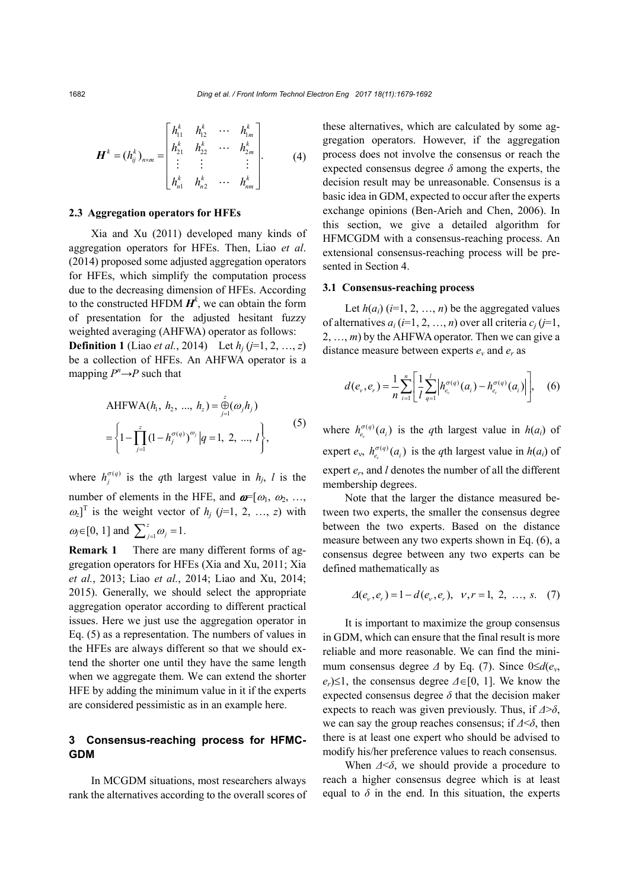$$\boldsymbol{H}^k = (h_{ij}^k)_{n\times m} = \begin{bmatrix} h_{11}^k & h_{12}^k & \cdots & h_{1m}^k \\ h_{21}^k & h_{22}^k & \cdots & h_{2m}^k \\ \vdots & \vdots & & \vdots \\ h_{n1}^k & h_{n2}^k & \cdots & h_{nm}^k \end{bmatrix}. \quad (4)$$

### 2.3 Aggregation operators for HFEs

Xia and Xu (2011) developed many kinds of aggregation operators for HFEs. Then, Liao *et al*. (2014) proposed some adjusted aggregation operators for HFEs, which simplify the computation process due to the decreasing dimension of HFEs. According to the constructed HFDM $\boldsymbol{H}^k$, we can obtain the form of presentation for the adjusted hesitant fuzzy weighted averaging (AHFWA) operator as follows:

**Definition 1** (Liao *et al.*, 2014) Let $h_j$ ($j$=1, 2, …, $z$) be a collection of HFEs. An AHFWA operator is a mapping $P^n \to P$ such that

$$\begin{aligned} &\text{AHFWA}(h_1, h_2, ..., h_z) = \mathop{\oplus}_{j=1}^{z}(\omega_j h_j) \\ &= \left\{ 1 - \prod_{j=1}^{z}(1-h_j^{\sigma(q)})^{\omega_j} \,\middle|\, q = 1, 2, ..., l \right\}, \end{aligned} \quad (5)$$

where $h_j^{\sigma(q)}$ is the $q$th largest value in $h_j$, $l$ is the number of elements in the HFE, and $\boldsymbol{\omega}=[\omega_1, \omega_2, …, \omega_z]^{\mathrm{T}}$ is the weight vector of $h_j$ ($j$=1, 2, …, $z$) with $\omega_j \in [0, 1]$ and $\sum_{j=1}^{z}\omega_j = 1$.

**Remark 1** There are many different forms of aggregation operators for HFEs (Xia and Xu, 2011; Xia *et al.*, 2013; Liao *et al.*, 2014; Liao and Xu, 2014; 2015). Generally, we should select the appropriate aggregation operator according to different practical issues. Here we just use the aggregation operator in Eq. (5) as a representation. The numbers of values in the HFEs are always different so that we should extend the shorter one until they have the same length when we aggregate them. We can extend the shorter HFE by adding the minimum value in it if the experts are considered pessimistic as in an example here.

## 3 Consensus-reaching process for HFMCGDM

In MCGDM situations, most researchers always rank the alternatives according to the overall scores of these alternatives, which are calculated by some aggregation operators. However, if the aggregation process does not involve the consensus or reach the expected consensus degree $\delta$ among the experts, the decision result may be unreasonable. Consensus is a basic idea in GDM, expected to occur after the experts exchange opinions (Ben-Arieh and Chen, 2006). In this section, we give a detailed algorithm for HFMCGDM with a consensus-reaching process. An extensional consensus-reaching process will be presented in Section 4.

### 3.1 Consensus-reaching process

Let $h(a_i)$ ($i$=1, 2, …, $n$) be the aggregated values of alternatives $a_i$ ($i$=1, 2, …, $n$) over all criteria $c_j$ ($j$=1, 2, …, $m$) by the AHFWA operator. Then we can give a distance measure between experts $e_v$ and $e_r$ as

$$d(e_v, e_r) = \frac{1}{n}\sum_{i=1}^{n}\left[\frac{1}{l}\sum_{q=1}^{l}\left|h_{e_v}^{\sigma(q)}(a_i) - h_{e_r}^{\sigma(q)}(a_i)\right|\right], \quad (6)$$

where $h_{e_v}^{\sigma(q)}(a_i)$ is the $q$th largest value in $h(a_i)$ of expert $e_v$, $h_{e_r}^{\sigma(q)}(a_i)$ is the $q$th largest value in $h(a_i)$ of expert $e_r$, and $l$ denotes the number of all the different membership degrees.

Note that the larger the distance measured between two experts, the smaller the consensus degree between the two experts. Based on the distance measure between any two experts shown in Eq. (6), a consensus degree between any two experts can be defined mathematically as

$$\Delta(e_v, e_r) = 1 - d(e_v, e_r), \quad v, r = 1, 2, …, s. \quad (7)$$

It is important to maximize the group consensus in GDM, which can ensure that the final result is more reliable and more reasonable. We can find the minimum consensus degree $\Delta$ by Eq. (7). Since $0 \le d(e_v, e_r) \le 1$, the consensus degree $\Delta \in [0, 1]$. We know the expected consensus degree $\delta$ that the decision maker expects to reach was given previously. Thus, if $\Delta > \delta$, we can say the group reaches consensus; if $\Delta < \delta$, then there is at least one expert who should be advised to modify his/her preference values to reach consensus.

When $\Delta < \delta$, we should provide a procedure to reach a higher consensus degree which is at least equal to $\delta$ in the end. In this situation, the experts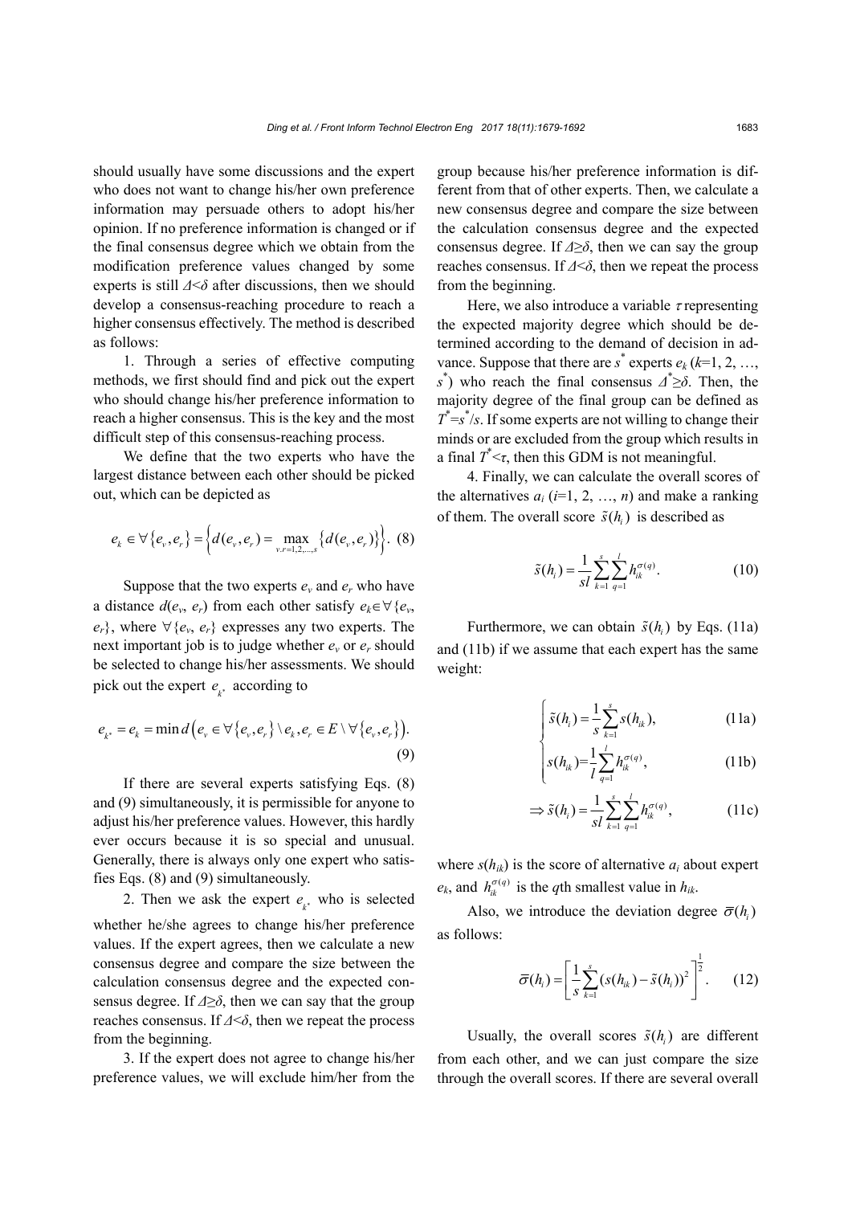should usually have some discussions and the expert who does not want to change his/her own preference information may persuade others to adopt his/her opinion. If no preference information is changed or if the final consensus degree which we obtain from the modification preference values changed by some experts is still $\Delta<\delta$ after discussions, then we should develop a consensus-reaching procedure to reach a higher consensus effectively. The method is described as follows:

1. Through a series of effective computing methods, we first should find and pick out the expert who should change his/her preference information to reach a higher consensus. This is the key and the most difficult step of this consensus-reaching process.

We define that the two experts who have the largest distance between each other should be picked out, which can be depicted as

$$e_k \in \forall\{e_v, e_r\} = \left\{ d(e_v, e_r) = \max_{v,r=1,2,\ldots,s} \{d(e_v, e_r)\} \right\}. \quad (8)$$

Suppose that the two experts $e_v$ and $e_r$ who have a distance $d(e_v, e_r)$ from each other satisfy $e_k \in \forall\{e_v, e_r\}$, where $\forall\{e_v, e_r\}$ expresses any two experts. The next important job is to judge whether $e_v$ or $e_r$ should be selected to change his/her assessments. We should pick out the expert $e_{k^*}$ according to

$$e_{k^*} = e_k = \min d\left(e_v \in \forall\{e_v, e_r\} \setminus e_k, e_r \in E \setminus \forall\{e_v, e_r\}\right). \quad (9)$$

If there are several experts satisfying Eqs. (8) and (9) simultaneously, it is permissible for anyone to adjust his/her preference values. However, this hardly ever occurs because it is so special and unusual. Generally, there is always only one expert who satisfies Eqs. (8) and (9) simultaneously.

2. Then we ask the expert $e_{k^*}$ who is selected whether he/she agrees to change his/her preference values. If the expert agrees, then we calculate a new consensus degree and compare the size between the calculation consensus degree and the expected consensus degree. If $\Delta\geq\delta$, then we can say that the group reaches consensus. If $\Delta<\delta$, then we repeat the process from the beginning.

3. If the expert does not agree to change his/her preference values, we will exclude him/her from the group because his/her preference information is different from that of other experts. Then, we calculate a new consensus degree and compare the size between the calculation consensus degree and the expected consensus degree. If $\Delta\geq\delta$, then we can say the group reaches consensus. If $\Delta<\delta$, then we repeat the process from the beginning.

Here, we also introduce a variable $\tau$ representing the expected majority degree which should be determined according to the demand of decision in advance. Suppose that there are $s^*$ experts $e_k$ ($k$=1, 2, …, $s^*$) who reach the final consensus $\Delta^*\geq\delta$. Then, the majority degree of the final group can be defined as $T^*=s^*/s$. If some experts are not willing to change their minds or are excluded from the group which results in a final $T^*<\tau$, then this GDM is not meaningful.

4. Finally, we can calculate the overall scores of the alternatives $a_i$ ($i$=1, 2, …, $n$) and make a ranking of them. The overall score $\tilde{s}(h_i)$ is described as

$$\tilde{s}(h_i) = \frac{1}{sl} \sum_{k=1}^{s} \sum_{q=1}^{l} h_{ik}^{\sigma(q)}. \quad (10)$$

Furthermore, we can obtain $\tilde{s}(h_i)$ by Eqs. (11a) and (11b) if we assume that each expert has the same weight:

$$\begin{cases} \tilde{s}(h_i) = \dfrac{1}{s} \displaystyle\sum_{k=1}^{s} s(h_{ik}), & (11\text{a}) \\[2ex] s(h_{ik}) = \dfrac{1}{l} \displaystyle\sum_{q=1}^{l} h_{ik}^{\sigma(q)}, & (11\text{b}) \end{cases}$$

$$\Rightarrow \tilde{s}(h_i) = \frac{1}{sl} \sum_{k=1}^{s} \sum_{q=1}^{l} h_{ik}^{\sigma(q)}, \quad (11\text{c})$$

where $s(h_{ik})$ is the score of alternative $a_i$ about expert $e_k$, and $h_{ik}^{\sigma(q)}$ is the $q$th smallest value in $h_{ik}$.

Also, we introduce the deviation degree $\bar{\sigma}(h_i)$ as follows:

$$\bar{\sigma}(h_i) = \left[ \frac{1}{s} \sum_{k=1}^{s} (s(h_{ik}) - \tilde{s}(h_i))^2 \right]^{\frac{1}{2}}. \quad (12)$$

Usually, the overall scores $\tilde{s}(h_i)$ are different from each other, and we can just compare the size through the overall scores. If there are several overall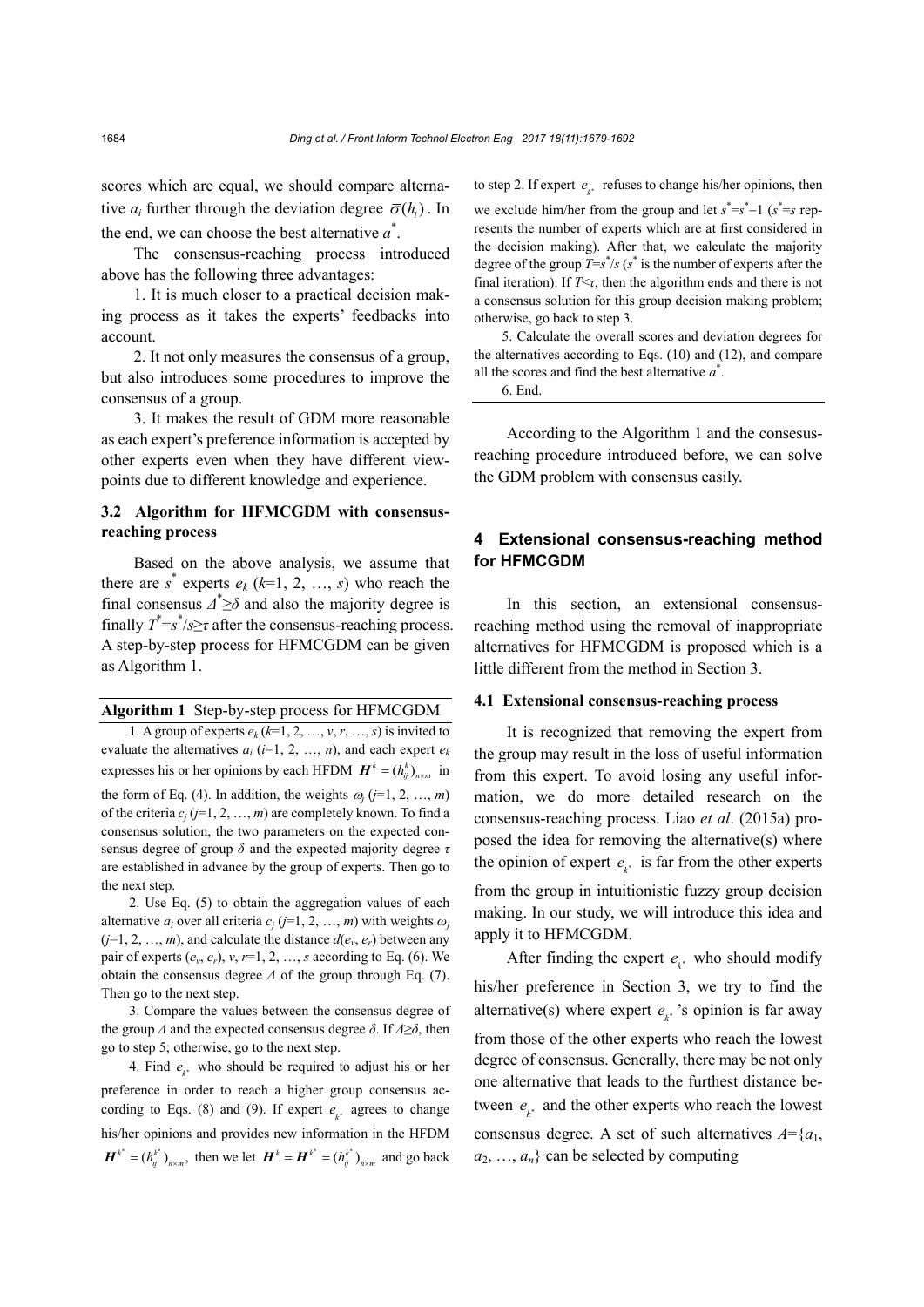scores which are equal, we should compare alternative $a_i$ further through the deviation degree $\bar{\sigma}(h_i)$. In the end, we can choose the best alternative $a^*$.

The consensus-reaching process introduced above has the following three advantages:

1. It is much closer to a practical decision making process as it takes the experts' feedbacks into account.

2. It not only measures the consensus of a group, but also introduces some procedures to improve the consensus of a group.

3. It makes the result of GDM more reasonable as each expert's preference information is accepted by other experts even when they have different viewpoints due to different knowledge and experience.

### 3.2 Algorithm for HFMCGDM with consensus-reaching process

Based on the above analysis, we assume that there are $s^*$ experts $e_k$ ($k$=1, 2, …, $s$) who reach the final consensus $\Delta^*\geq\delta$ and also the majority degree is finally $T^*=s^*/s\geq\tau$ after the consensus-reaching process. A step-by-step process for HFMCGDM can be given as Algorithm 1.

**Algorithm 1** Step-by-step process for HFMCGDM

1. A group of experts $e_k$ ($k$=1, 2, …, $v$, $r$, …, $s$) is invited to evaluate the alternatives $a_i$ ($i$=1, 2, …, $n$), and each expert $e_k$ expresses his or her opinions by each HFDM $\boldsymbol{H}^k=(h_{ij}^k)_{n\times m}$ in the form of Eq. (4). In addition, the weights $\omega_j$ ($j$=1, 2, …, $m$) of the criteria $c_j$ ($j$=1, 2, …, $m$) are completely known. To find a consensus solution, the two parameters on the expected consensus degree of group $\delta$ and the expected majority degree $\tau$ are established in advance by the group of experts. Then go to the next step.

2. Use Eq. (5) to obtain the aggregation values of each alternative $a_i$ over all criteria $c_j$ ($j$=1, 2, …, $m$) with weights $\omega_j$ ($j$=1, 2, …, $m$), and calculate the distance $d(e_v, e_r)$ between any pair of experts ($e_v$, $e_r$), $v$, $r$=1, 2, …, $s$ according to Eq. (6). We obtain the consensus degree $\Delta$ of the group through Eq. (7). Then go to the next step.

3. Compare the values between the consensus degree of the group $\Delta$ and the expected consensus degree $\delta$. If $\Delta\geq\delta$, then go to step 5; otherwise, go to the next step.

4. Find $e_{k^*}$ who should be required to adjust his or her preference in order to reach a higher group consensus according to Eqs. (8) and (9). If expert $e_{k^*}$ agrees to change his/her opinions and provides new information in the HFDM $\boldsymbol{H}^{k^*}=(h_{ij}^{k^*})_{n\times m}$, then we let $\boldsymbol{H}^k=\boldsymbol{H}^{k^*}=(h_{ij}^{k^*})_{n\times m}$ and go back to step 2. If expert $e_{k^*}$ refuses to change his/her opinions, then we exclude him/her from the group and let $s^*=s^*-1$ ($s^*=s$ represents the number of experts which are at first considered in the decision making). After that, we calculate the majority degree of the group $T=s^*/s$ ($s^*$ is the number of experts after the final iteration). If $T<\tau$, then the algorithm ends and there is not a consensus solution for this group decision making problem; otherwise, go back to step 3.

5. Calculate the overall scores and deviation degrees for the alternatives according to Eqs. (10) and (12), and compare all the scores and find the best alternative $a^*$.

6. End.

According to the Algorithm 1 and the consesus-reaching procedure introduced before, we can solve the GDM problem with consensus easily.

## 4 Extensional consensus-reaching method for HFMCGDM

In this section, an extensional consensus-reaching method using the removal of inappropriate alternatives for HFMCGDM is proposed which is a little different from the method in Section 3.

### 4.1 Extensional consensus-reaching process

It is recognized that removing the expert from the group may result in the loss of useful information from this expert. To avoid losing any useful information, we do more detailed research on the consensus-reaching process. Liao *et al*. (2015a) proposed the idea for removing the alternative(s) where the opinion of expert $e_{k^*}$ is far from the other experts from the group in intuitionistic fuzzy group decision making. In our study, we will introduce this idea and apply it to HFMCGDM.

After finding the expert $e_{k^*}$ who should modify his/her preference in Section 3, we try to find the alternative(s) where expert $e_{k^*}$'s opinion is far away from those of the other experts who reach the lowest degree of consensus. Generally, there may be not only one alternative that leads to the furthest distance between $e_{k^*}$ and the other experts who reach the lowest consensus degree. A set of such alternatives $A$={$a_1$, $a_2$, …, $a_n$} can be selected by computing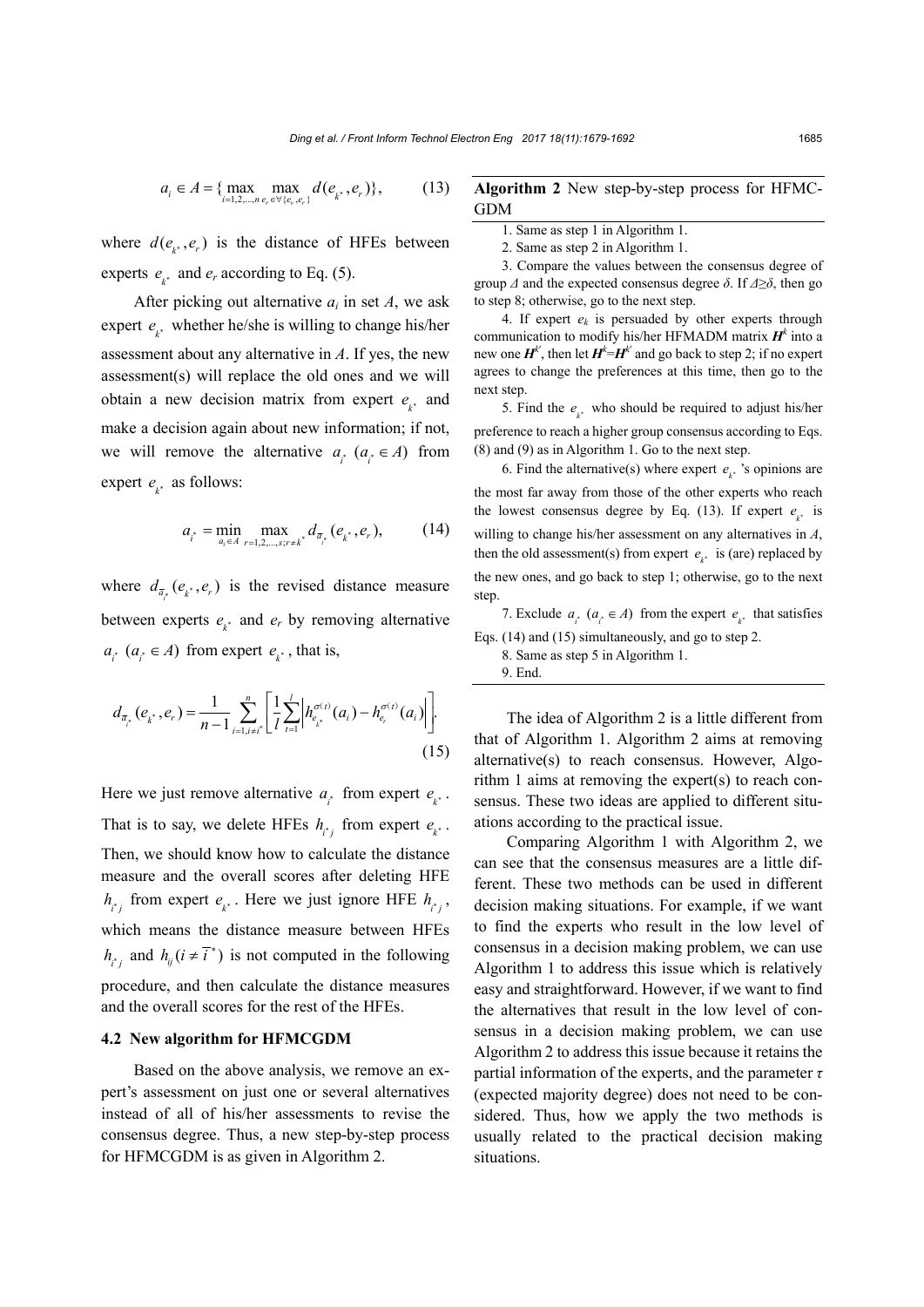$$a_i \in A = \{\max_{i=1,2,\ldots,n} \max_{e_r \in \forall\{e_t, e_r\}} d(e_{k^*}, e_r)\}, \tag{13}$$

where $d(e_{k^*}, e_r)$ is the distance of HFEs between experts $e_{k^*}$ and $e_r$ according to Eq. (5).

After picking out alternative $a_i$ in set $A$, we ask expert $e_{k^*}$ whether he/she is willing to change his/her assessment about any alternative in $A$. If yes, the new assessment(s) will replace the old ones and we will obtain a new decision matrix from expert $e_{k^*}$ and make a decision again about new information; if not, we will remove the alternative $a_{i^*}$ $(a_{i^*} \in A)$ from expert $e_{k^*}$ as follows:

$$a_{i^*} = \min_{a_i \in A} \max_{r=1,2,\ldots,s;r \neq k^*} d_{\overline{a}_{i^*}}(e_{k^*}, e_r), \tag{14}$$

where $d_{\overline{a}_{i^*}}(e_{k^*}, e_r)$ is the revised distance measure between experts $e_{k^*}$ and $e_r$ by removing alternative $a_{i^*}$ $(a_{i^*} \in A)$ from expert $e_{k^*}$, that is,

$$d_{\overline{a}_{i^*}}(e_{k^*}, e_r) = \frac{1}{n-1} \sum_{i=1, i \neq i^*}^{n} \left[ \frac{1}{l} \sum_{t=1}^{l} \left| h_{e_{k^*}}^{\sigma(t)}(a_i) - h_{e_r}^{\sigma(t)}(a_i) \right| \right]. \tag{15}$$

Here we just remove alternative $a_{i^*}$ from expert $e_{k^*}$. That is to say, we delete HFEs $h_{i^*j}$ from expert $e_{k^*}$. Then, we should know how to calculate the distance measure and the overall scores after deleting HFE $h_{i^*j}$ from expert $e_{k^*}$. Here we just ignore HFE $h_{i^*j}$, which means the distance measure between HFEs $h_{i^*j}$ and $h_{ij} (i \neq \overline{i}^*)$ is not computed in the following procedure, and then calculate the distance measures and the overall scores for the rest of the HFEs.

### 4.2 New algorithm for HFMCGDM

Based on the above analysis, we remove an expert's assessment on just one or several alternatives instead of all of his/her assessments to revise the consensus degree. Thus, a new step-by-step process for HFMCGDM is as given in Algorithm 2.

---

**Algorithm 2** New step-by-step process for HFMCGDM

1. Same as step 1 in Algorithm 1.
2. Same as step 2 in Algorithm 1.
3. Compare the values between the consensus degree of group $\Delta$ and the expected consensus degree $\delta$. If $\Delta \geq \delta$, then go to step 8; otherwise, go to the next step.
4. If expert $e_k$ is persuaded by other experts through communication to modify his/her HFMADM matrix $\boldsymbol{H}^k$ into a new one $\boldsymbol{H}^{k'}$, then let $\boldsymbol{H}^k = \boldsymbol{H}^{k'}$ and go back to step 2; if no expert agrees to change the preferences at this time, then go to the next step.
5. Find the $e_{k^*}$ who should be required to adjust his/her preference to reach a higher group consensus according to Eqs. (8) and (9) as in Algorithm 1. Go to the next step.
6. Find the alternative(s) where expert $e_{k^*}$'s opinions are the most far away from those of the other experts who reach the lowest consensus degree by Eq. (13). If expert $e_{k^*}$ is willing to change his/her assessment on any alternatives in $A$, then the old assessment(s) from expert $e_{k^*}$ is (are) replaced by the new ones, and go back to step 1; otherwise, go to the next step.
7. Exclude $a_{i^*}$ $(a_{i^*} \in A)$ from the expert $e_{k^*}$ that satisfies Eqs. (14) and (15) simultaneously, and go to step 2.
8. Same as step 5 in Algorithm 1.
9. End.

---

The idea of Algorithm 2 is a little different from that of Algorithm 1. Algorithm 2 aims at removing alternative(s) to reach consensus. However, Algorithm 1 aims at removing the expert(s) to reach consensus. These two ideas are applied to different situations according to the practical issue.

Comparing Algorithm 1 with Algorithm 2, we can see that the consensus measures are a little different. These two methods can be used in different decision making situations. For example, if we want to find the experts who result in the low level of consensus in a decision making problem, we can use Algorithm 1 to address this issue which is relatively easy and straightforward. However, if we want to find the alternatives that result in the low level of consensus in a decision making problem, we can use Algorithm 2 to address this issue because it retains the partial information of the experts, and the parameter $\tau$ (expected majority degree) does not need to be considered. Thus, how we apply the two methods is usually related to the practical decision making situations.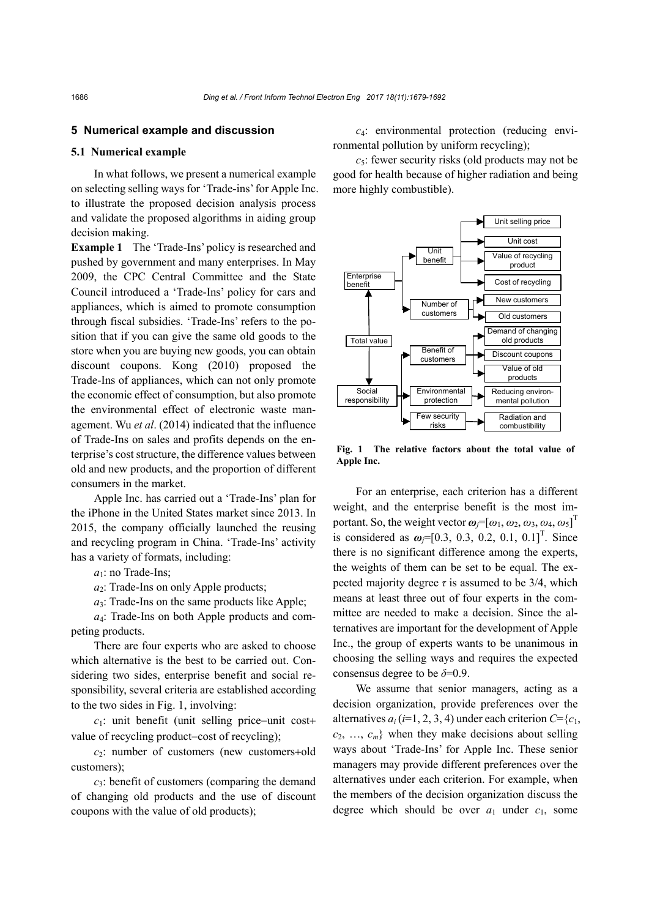## 5 Numerical example and discussion

### 5.1 Numerical example

In what follows, we present a numerical example on selecting selling ways for 'Trade-ins' for Apple Inc. to illustrate the proposed decision analysis process and validate the proposed algorithms in aiding group decision making.

**Example 1** The 'Trade-Ins' policy is researched and pushed by government and many enterprises. In May 2009, the CPC Central Committee and the State Council introduced a 'Trade-Ins' policy for cars and appliances, which is aimed to promote consumption through fiscal subsidies. 'Trade-Ins' refers to the position that if you can give the same old goods to the store when you are buying new goods, you can obtain discount coupons. Kong (2010) proposed the Trade-Ins of appliances, which can not only promote the economic effect of consumption, but also promote the environmental effect of electronic waste management. Wu *et al*. (2014) indicated that the influence of Trade-Ins on sales and profits depends on the enterprise's cost structure, the difference values between old and new products, and the proportion of different consumers in the market.

Apple Inc. has carried out a 'Trade-Ins' plan for the iPhone in the United States market since 2013. In 2015, the company officially launched the reusing and recycling program in China. 'Trade-Ins' activity has a variety of formats, including:

$a_1$: no Trade-Ins;

$a_2$: Trade-Ins on only Apple products;

$a_3$: Trade-Ins on the same products like Apple;

$a_4$: Trade-Ins on both Apple products and competing products.

There are four experts who are asked to choose which alternative is the best to be carried out. Considering two sides, enterprise benefit and social responsibility, several criteria are established according to the two sides in Fig. 1, involving:

$c_1$: unit benefit (unit selling price−unit cost+value of recycling product−cost of recycling);

$c_2$: number of customers (new customers+old customers);

$c_3$: benefit of customers (comparing the demand of changing old products and the use of discount coupons with the value of old products);

$c_4$: environmental protection (reducing environmental pollution by uniform recycling);

$c_5$: fewer security risks (old products may not be good for health because of higher radiation and being more highly combustible).

Total value → Enterprise benefit: Unit benefit (Unit selling price; Unit cost; Value of recycling product; Cost of recycling); Number of customers (New customers; Old customers). Total value → Social responsibility: Benefit of customers (Demand of changing old products; Discount coupons; Value of old products); Environmental protection (Reducing environmental pollution); Few security risks (Radiation and combustibility).

**Fig. 1 The relative factors about the total value of Apple Inc.**

For an enterprise, each criterion has a different weight, and the enterprise benefit is the most important. So, the weight vector $\boldsymbol{\omega}_j=[\omega_1, \omega_2, \omega_3, \omega_4, \omega_5]^{\mathrm{T}}$ is considered as $\boldsymbol{\omega}_j=[0.3, 0.3, 0.2, 0.1, 0.1]^{\mathrm{T}}$. Since there is no significant difference among the experts, the weights of them can be set to be equal. The expected majority degree $\tau$ is assumed to be 3/4, which means at least three out of four experts in the committee are needed to make a decision. Since the alternatives are important for the development of Apple Inc., the group of experts wants to be unanimous in choosing the selling ways and requires the expected consensus degree to be $\delta$=0.9.

We assume that senior managers, acting as a decision organization, provide preferences over the alternatives $a_i$ ($i$=1, 2, 3, 4) under each criterion $C=\{c_1, c_2, \ldots, c_m\}$ when they make decisions about selling ways about 'Trade-Ins' for Apple Inc. These senior managers may provide different preferences over the alternatives under each criterion. For example, when the members of the decision organization discuss the degree which should be over $a_1$ under $c_1$, some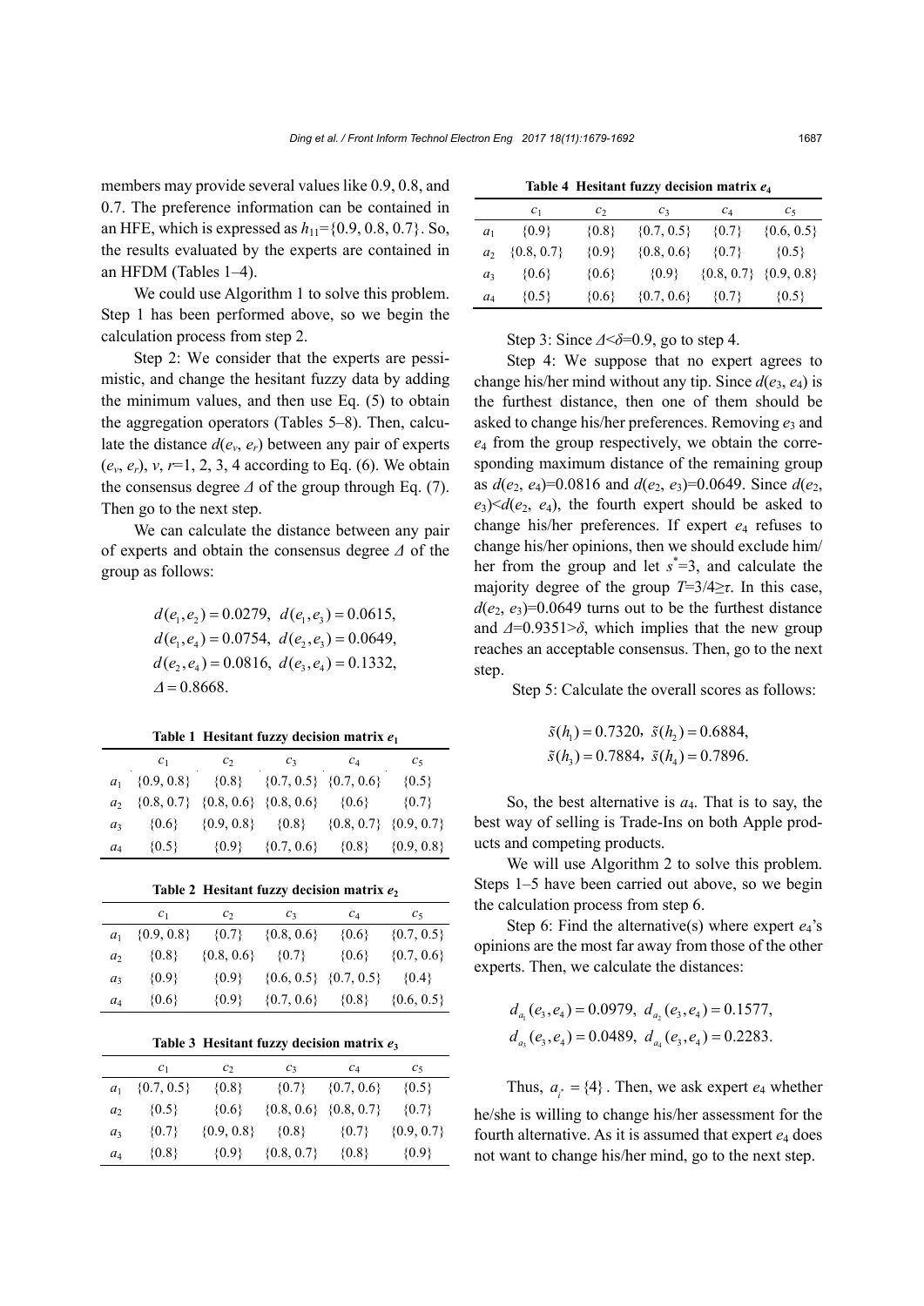members may provide several values like 0.9, 0.8, and 0.7. The preference information can be contained in an HFE, which is expressed as $h_{11}=\{0.9, 0.8, 0.7\}$. So, the results evaluated by the experts are contained in an HFDM (Tables 1–4).

We could use Algorithm 1 to solve this problem. Step 1 has been performed above, so we begin the calculation process from step 2.

Step 2: We consider that the experts are pessimistic, and change the hesitant fuzzy data by adding the minimum values, and then use Eq. (5) to obtain the aggregation operators (Tables 5–8). Then, calculate the distance $d(e_v, e_r)$ between any pair of experts $(e_v, e_r)$, $v$, $r$=1, 2, 3, 4 according to Eq. (6). We obtain the consensus degree $\Delta$ of the group through Eq. (7). Then go to the next step.

We can calculate the distance between any pair of experts and obtain the consensus degree $\Delta$ of the group as follows:

$$d(e_1,e_2)=0.0279,\ \ d(e_1,e_3)=0.0615,$$
$$d(e_1,e_4)=0.0754,\ \ d(e_2,e_3)=0.0649,$$
$$d(e_2,e_4)=0.0816,\ \ d(e_3,e_4)=0.1332,$$
$$\Delta=0.8668.$$

**Table 1 Hesitant fuzzy decision matrix $e_1$**

| | $c_1$ | $c_2$ | $c_3$ | $c_4$ | $c_5$ |
|---|---|---|---|---|---|
| $a_1$ | {0.9, 0.8} | {0.8} | {0.7, 0.5} | {0.7, 0.6} | {0.5} |
| $a_2$ | {0.8, 0.7} | {0.8, 0.6} | {0.8, 0.6} | {0.6} | {0.7} |
| $a_3$ | {0.6} | {0.9, 0.8} | {0.8} | {0.8, 0.7} | {0.9, 0.7} |
| $a_4$ | {0.5} | {0.9} | {0.7, 0.6} | {0.8} | {0.9, 0.8} |

**Table 2 Hesitant fuzzy decision matrix $e_2$**

| | $c_1$ | $c_2$ | $c_3$ | $c_4$ | $c_5$ |
|---|---|---|---|---|---|
| $a_1$ | {0.9, 0.8} | {0.7} | {0.8, 0.6} | {0.6} | {0.7, 0.5} |
| $a_2$ | {0.8} | {0.8, 0.6} | {0.7} | {0.6} | {0.7, 0.6} |
| $a_3$ | {0.9} | {0.9} | {0.6, 0.5} | {0.7, 0.5} | {0.4} |
| $a_4$ | {0.6} | {0.9} | {0.7, 0.6} | {0.8} | {0.6, 0.5} |

**Table 3 Hesitant fuzzy decision matrix $e_3$**

| | $c_1$ | $c_2$ | $c_3$ | $c_4$ | $c_5$ |
|---|---|---|---|---|---|
| $a_1$ | {0.7, 0.5} | {0.8} | {0.7} | {0.7, 0.6} | {0.5} |
| $a_2$ | {0.5} | {0.6} | {0.8, 0.6} | {0.8, 0.7} | {0.7} |
| $a_3$ | {0.7} | {0.9, 0.8} | {0.8} | {0.7} | {0.9, 0.7} |
| $a_4$ | {0.8} | {0.9} | {0.8, 0.7} | {0.8} | {0.9} |

**Table 4 Hesitant fuzzy decision matrix $e_4$**

| | $c_1$ | $c_2$ | $c_3$ | $c_4$ | $c_5$ |
|---|---|---|---|---|---|
| $a_1$ | {0.9} | {0.8} | {0.7, 0.5} | {0.7} | {0.6, 0.5} |
| $a_2$ | {0.8, 0.7} | {0.9} | {0.8, 0.6} | {0.7} | {0.5} |
| $a_3$ | {0.6} | {0.6} | {0.9} | {0.8, 0.7} | {0.9, 0.8} |
| $a_4$ | {0.5} | {0.6} | {0.7, 0.6} | {0.7} | {0.5} |

Step 3: Since $\Delta<\delta$=0.9, go to step 4.

Step 4: We suppose that no expert agrees to change his/her mind without any tip. Since $d(e_3, e_4)$ is the furthest distance, then one of them should be asked to change his/her preferences. Removing $e_3$ and $e_4$ from the group respectively, we obtain the corresponding maximum distance of the remaining group as $d(e_2, e_4)$=0.0816 and $d(e_2, e_3)$=0.0649. Since $d(e_2, e_3)<d(e_2, e_4)$, the fourth expert should be asked to change his/her preferences. If expert $e_4$ refuses to change his/her opinions, then we should exclude him/her from the group and let $s^*$=3, and calculate the majority degree of the group $T$=3/4≥$\tau$. In this case, $d(e_2, e_3)$=0.0649 turns out to be the furthest distance and $\Delta$=0.9351>$\delta$, which implies that the new group reaches an acceptable consensus. Then, go to the next step.

Step 5: Calculate the overall scores as follows:

$$\tilde{s}(h_1)=0.7320,\ \ \tilde{s}(h_2)=0.6884,$$
$$\tilde{s}(h_3)=0.7884,\ \ \tilde{s}(h_4)=0.7896.$$

So, the best alternative is $a_4$. That is to say, the best way of selling is Trade-Ins on both Apple products and competing products.

We will use Algorithm 2 to solve this problem. Steps 1–5 have been carried out above, so we begin the calculation process from step 6.

Step 6: Find the alternative(s) where expert $e_4$'s opinions are the most far away from those of the other experts. Then, we calculate the distances:

$$d_{a_1}(e_3,e_4)=0.0979,\ \ d_{a_2}(e_3,e_4)=0.1577,$$
$$d_{a_3}(e_3,e_4)=0.0489,\ \ d_{a_4}(e_3,e_4)=0.2283.$$

Thus, $a_{i^*}=\{4\}$. Then, we ask expert $e_4$ whether he/she is willing to change his/her assessment for the fourth alternative. As it is assumed that expert $e_4$ does not want to change his/her mind, go to the next step.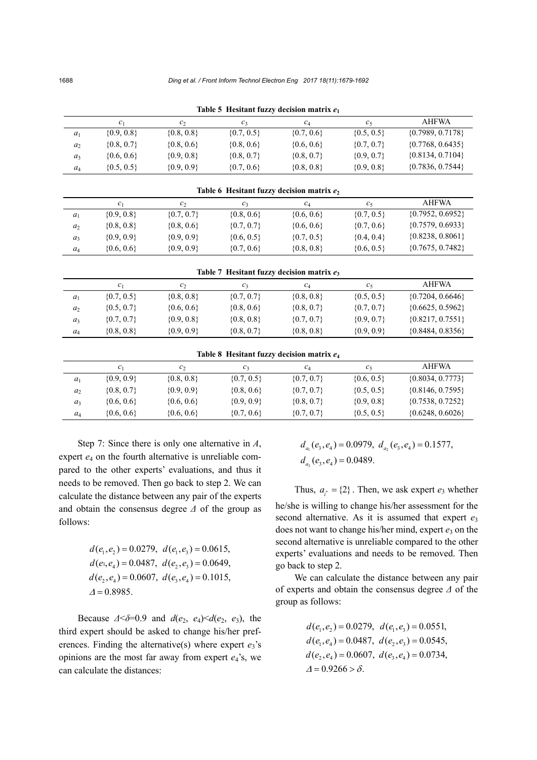**Table 5 Hesitant fuzzy decision matrix $e_1$**

| | $c_1$ | $c_2$ | $c_3$ | $c_4$ | $c_5$ | AHFWA |
|---|---|---|---|---|---|---|
| $a_1$ | {0.9, 0.8} | {0.8, 0.8} | {0.7, 0.5} | {0.7, 0.6} | {0.5, 0.5} | {0.7989, 0.7178} |
| $a_2$ | {0.8, 0.7} | {0.8, 0.6} | {0.8, 0.6} | {0.6, 0.6} | {0.7, 0.7} | {0.7768, 0.6435} |
| $a_3$ | {0.6, 0.6} | {0.9, 0.8} | {0.8, 0.7} | {0.8, 0.7} | {0.9, 0.7} | {0.8134, 0.7104} |
| $a_4$ | {0.5, 0.5} | {0.9, 0.9} | {0.7, 0.6} | {0.8, 0.8} | {0.9, 0.8} | {0.7836, 0.7544} |

**Table 6 Hesitant fuzzy decision matrix $e_2$**

| | $c_1$ | $c_2$ | $c_3$ | $c_4$ | $c_5$ | AHFWA |
|---|---|---|---|---|---|---|
| $a_1$ | {0.9, 0.8} | {0.7, 0.7} | {0.8, 0.6} | {0.6, 0.6} | {0.7, 0.5} | {0.7952, 0.6952} |
| $a_2$ | {0.8, 0.8} | {0.8, 0.6} | {0.7, 0.7} | {0.6, 0.6} | {0.7, 0.6} | {0.7579, 0.6933} |
| $a_3$ | {0.9, 0.9} | {0.9, 0.9} | {0.6, 0.5} | {0.7, 0.5} | {0.4, 0.4} | {0.8238, 0.8061} |
| $a_4$ | {0.6, 0.6} | {0.9, 0.9} | {0.7, 0.6} | {0.8, 0.8} | {0.6, 0.5} | {0.7675, 0.7482} |

**Table 7 Hesitant fuzzy decision matrix $e_3$**

| | $c_1$ | $c_2$ | $c_3$ | $c_4$ | $c_5$ | AHFWA |
|---|---|---|---|---|---|---|
| $a_1$ | {0.7, 0.5} | {0.8, 0.8} | {0.7, 0.7} | {0.8, 0.8} | {0.5, 0.5} | {0.7204, 0.6646} |
| $a_2$ | {0.5, 0.7} | {0.6, 0.6} | {0.8, 0.6} | {0.8, 0.7} | {0.7, 0.7} | {0.6625, 0.5962} |
| $a_3$ | {0.7, 0.7} | {0.9, 0.8} | {0.8, 0.8} | {0.7, 0.7} | {0.9, 0.7} | {0.8217, 0.7551} |
| $a_4$ | {0.8, 0.8} | {0.9, 0.9} | {0.8, 0.7} | {0.8, 0.8} | {0.9, 0.9} | {0.8484, 0.8356} |

**Table 8 Hesitant fuzzy decision matrix $e_4$**

| | $c_1$ | $c_2$ | $c_3$ | $c_4$ | $c_5$ | AHFWA |
|---|---|---|---|---|---|---|
| $a_1$ | {0.9, 0.9} | {0.8, 0.8} | {0.7, 0.5} | {0.7, 0.7} | {0.6, 0.5} | {0.8034, 0.7773} |
| $a_2$ | {0.8, 0.7} | {0.9, 0.9} | {0.8, 0.6} | {0.7, 0.7} | {0.5, 0.5} | {0.8146, 0.7595} |
| $a_3$ | {0.6, 0.6} | {0.6, 0.6} | {0.9, 0.9} | {0.8, 0.7} | {0.9, 0.8} | {0.7538, 0.7252} |
| $a_4$ | {0.6, 0.6} | {0.6, 0.6} | {0.7, 0.6} | {0.7, 0.7} | {0.5, 0.5} | {0.6248, 0.6026} |

Step 7: Since there is only one alternative in $A$, expert $e_4$ on the fourth alternative is unreliable compared to the other experts' evaluations, and thus it needs to be removed. Then go back to step 2. We can calculate the distance between any pair of the experts and obtain the consensus degree $\Delta$ of the group as follows:

$$d(e_1,e_2)=0.0279,\ d(e_1,e_3)=0.0615,$$
$$d(e_1,e_4)=0.0487,\ d(e_2,e_3)=0.0649,$$
$$d(e_2,e_4)=0.0607,\ d(e_3,e_4)=0.1015,$$
$$\Delta=0.8985.$$

Because $\Delta<\delta=0.9$ and $d(e_2, e_4)<d(e_2, e_3)$, the third expert should be asked to change his/her preferences. Finding the alternative(s) where expert $e_3$'s opinions are the most far away from expert $e_4$'s, we can calculate the distances:

$$d_{a_1}(e_3,e_4)=0.0979,\ d_{a_2}(e_3,e_4)=0.1577,$$
$$d_{a_3}(e_3,e_4)=0.0489.$$

Thus, $a_{i^*}=\{2\}$. Then, we ask expert $e_3$ whether he/she is willing to change his/her assessment for the second alternative. As it is assumed that expert $e_3$ does not want to change his/her mind, expert $e_3$ on the second alternative is unreliable compared to the other experts' evaluations and needs to be removed. Then go back to step 2.

We can calculate the distance between any pair of experts and obtain the consensus degree $\Delta$ of the group as follows:

$$d(e_1,e_2)=0.0279,\ d(e_1,e_3)=0.0551,$$
$$d(e_1,e_4)=0.0487,\ d(e_2,e_3)=0.0545,$$
$$d(e_2,e_4)=0.0607,\ d(e_3,e_4)=0.0734,$$
$$\Delta=0.9266>\delta.$$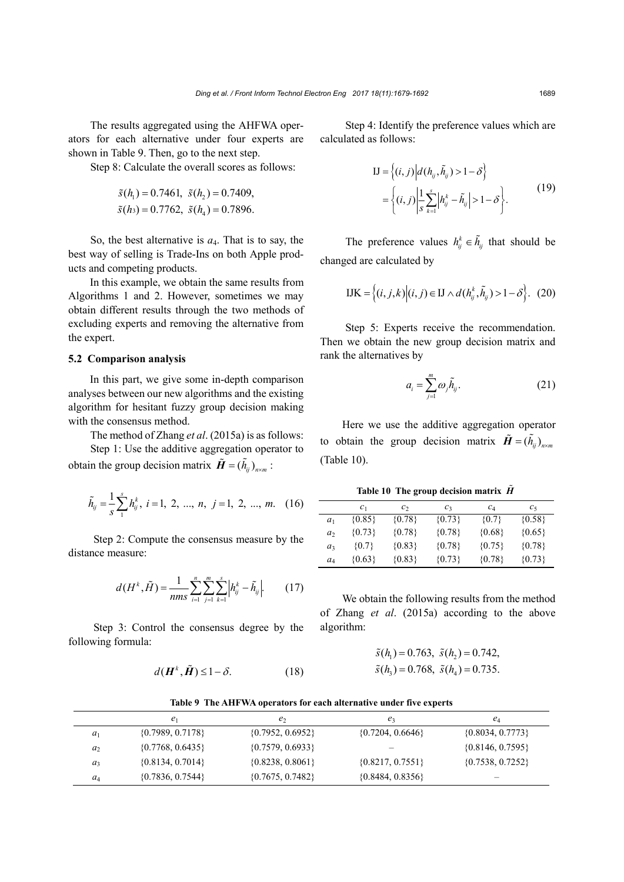The results aggregated using the AHFWA operators for each alternative under four experts are shown in Table 9. Then, go to the next step.

Step 8: Calculate the overall scores as follows:

$$\tilde{s}(h_1)=0.7461,\ \tilde{s}(h_2)=0.7409,$$
$$\tilde{s}(h_3)=0.7762,\ \tilde{s}(h_4)=0.7896.$$

So, the best alternative is $a_4$. That is to say, the best way of selling is Trade-Ins on both Apple products and competing products.

In this example, we obtain the same results from Algorithms 1 and 2. However, sometimes we may obtain different results through the two methods of excluding experts and removing the alternative from the expert.

### 5.2 Comparison analysis

In this part, we give some in-depth comparison analyses between our new algorithms and the existing algorithm for hesitant fuzzy group decision making with the consensus method.

The method of Zhang *et al*. (2015a) is as follows:

Step 1: Use the additive aggregation operator to obtain the group decision matrix $\tilde{\boldsymbol{H}}=(\tilde{h}_{ij})_{n\times m}$:

$$\tilde{h}_{ij}=\frac{1}{s}\sum_{1}^{s}h_{ij}^{k},\ i=1,\ 2,\ \ldots,\ n,\ j=1,\ 2,\ \ldots,\ m. \quad (16)$$

Step 2: Compute the consensus measure by the distance measure:

$$d(H^{k},\tilde{H})=\frac{1}{nms}\sum_{i=1}^{n}\sum_{j=1}^{m}\sum_{k=1}^{s}\left|h_{ij}^{k}-\tilde{h}_{ij}\right|. \quad (17)$$

Step 3: Control the consensus degree by the following formula:

$$d(\boldsymbol{H}^{k},\tilde{\boldsymbol{H}})\le 1-\delta. \quad (18)$$

Step 4: Identify the preference values which are calculated as follows:

$$\begin{aligned}\mathrm{IJ}&=\left\{(i,j)\middle|d(h_{ij},\tilde{h}_{ij})>1-\delta\right\}\\&=\left\{(i,j)\middle|\frac{1}{s}\sum_{k=1}^{s}\left|h_{ij}^{k}-\tilde{h}_{ij}\right|>1-\delta\right\}.\end{aligned} \quad (19)$$

The preference values $h_{ij}^{k}\in\tilde{h}_{ij}$ that should be changed are calculated by

$$\mathrm{IJK}=\left\{(i,j,k)\middle|(i,j)\in\mathrm{IJ}\wedge d(h_{ij}^{k},\tilde{h}_{ij})>1-\delta\right\}. \quad (20)$$

Step 5: Experts receive the recommendation. Then we obtain the new group decision matrix and rank the alternatives by

$$a_i=\sum_{j=1}^{m}\omega_j\tilde{h}_{ij}. \quad (21)$$

Here we use the additive aggregation operator to obtain the group decision matrix $\tilde{\boldsymbol{H}}=(\tilde{h}_{ij})_{n\times m}$ (Table 10).

**Table 10 The group decision matrix $\tilde{\boldsymbol{H}}$**

| | $c_1$ | $c_2$ | $c_3$ | $c_4$ | $c_5$ |
|---|---|---|---|---|---|
| $a_1$ | {0.85} | {0.78} | {0.73} | {0.7} | {0.58} |
| $a_2$ | {0.73} | {0.78} | {0.78} | {0.68} | {0.65} |
| $a_3$ | {0.7} | {0.83} | {0.78} | {0.75} | {0.78} |
| $a_4$ | {0.63} | {0.83} | {0.73} | {0.78} | {0.73} |

We obtain the following results from the method of Zhang *et al*. (2015a) according to the above algorithm:

$$\tilde{s}(h_1)=0.763,\ \tilde{s}(h_2)=0.742,$$
$$\tilde{s}(h_3)=0.768,\ \tilde{s}(h_4)=0.735.$$

**Table 9 The AHFWA operators for each alternative under five experts**

| | $e_1$ | $e_2$ | $e_3$ | $e_4$ |
|---|---|---|---|---|
| $a_1$ | {0.7989, 0.7178} | {0.7952, 0.6952} | {0.7204, 0.6646} | {0.8034, 0.7773} |
| $a_2$ | {0.7768, 0.6435} | {0.7579, 0.6933} | – | {0.8146, 0.7595} |
| $a_3$ | {0.8134, 0.7014} | {0.8238, 0.8061} | {0.8217, 0.7551} | {0.7538, 0.7252} |
| $a_4$ | {0.7836, 0.7544} | {0.7675, 0.7482} | {0.8484, 0.8356} | – |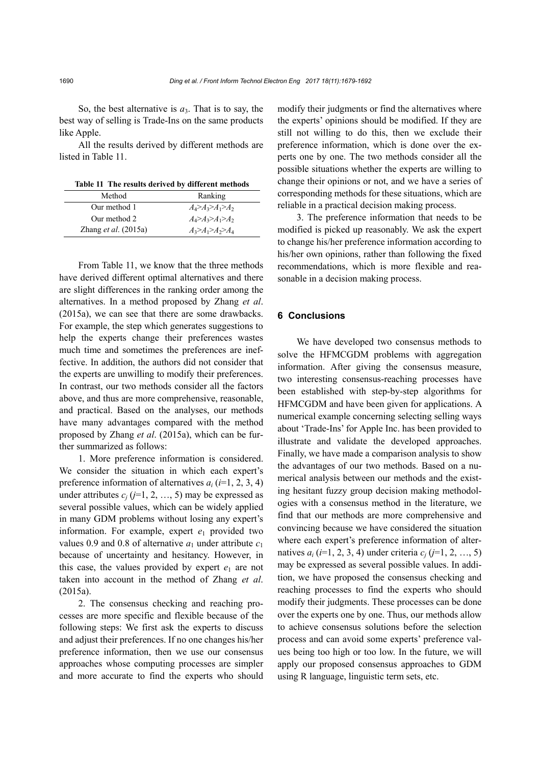So, the best alternative is $a_3$. That is to say, the best way of selling is Trade-Ins on the same products like Apple.

All the results derived by different methods are listed in Table 11.

**Table 11 The results derived by different methods**

| Method | Ranking |
|---|---|
| Our method 1 | $A_4 > A_3 > A_1 > A_2$ |
| Our method 2 | $A_4 > A_3 > A_1 > A_2$ |
| Zhang *et al*. (2015a) | $A_3 > A_1 > A_2 > A_4$ |

From Table 11, we know that the three methods have derived different optimal alternatives and there are slight differences in the ranking order among the alternatives. In a method proposed by Zhang *et al*. (2015a), we can see that there are some drawbacks. For example, the step which generates suggestions to help the experts change their preferences wastes much time and sometimes the preferences are ineffective. In addition, the authors did not consider that the experts are unwilling to modify their preferences. In contrast, our two methods consider all the factors above, and thus are more comprehensive, reasonable, and practical. Based on the analyses, our methods have many advantages compared with the method proposed by Zhang *et al*. (2015a), which can be further summarized as follows:

1. More preference information is considered. We consider the situation in which each expert's preference information of alternatives $a_i$ ($i$=1, 2, 3, 4) under attributes $c_j$ ($j$=1, 2, …, 5) may be expressed as several possible values, which can be widely applied in many GDM problems without losing any expert's information. For example, expert $e_1$ provided two values 0.9 and 0.8 of alternative $a_1$ under attribute $c_1$ because of uncertainty and hesitancy. However, in this case, the values provided by expert $e_1$ are not taken into account in the method of Zhang *et al*. (2015a).

2. The consensus checking and reaching processes are more specific and flexible because of the following steps: We first ask the experts to discuss and adjust their preferences. If no one changes his/her preference information, then we use our consensus approaches whose computing processes are simpler and more accurate to find the experts who should modify their judgments or find the alternatives where the experts' opinions should be modified. If they are still not willing to do this, then we exclude their preference information, which is done over the experts one by one. The two methods consider all the possible situations whether the experts are willing to change their opinions or not, and we have a series of corresponding methods for these situations, which are reliable in a practical decision making process.

3. The preference information that needs to be modified is picked up reasonably. We ask the expert to change his/her preference information according to his/her own opinions, rather than following the fixed recommendations, which is more flexible and reasonable in a decision making process.

## 6 Conclusions

We have developed two consensus methods to solve the HFMCGDM problems with aggregation information. After giving the consensus measure, two interesting consensus-reaching processes have been established with step-by-step algorithms for HFMCGDM and have been given for applications. A numerical example concerning selecting selling ways about 'Trade-Ins' for Apple Inc. has been provided to illustrate and validate the developed approaches. Finally, we have made a comparison analysis to show the advantages of our two methods. Based on a numerical analysis between our methods and the existing hesitant fuzzy group decision making methodologies with a consensus method in the literature, we find that our methods are more comprehensive and convincing because we have considered the situation where each expert's preference information of alternatives $a_i$ ($i$=1, 2, 3, 4) under criteria $c_j$ ($j$=1, 2, …, 5) may be expressed as several possible values. In addition, we have proposed the consensus checking and reaching processes to find the experts who should modify their judgments. These processes can be done over the experts one by one. Thus, our methods allow to achieve consensus solutions before the selection process and can avoid some experts' preference values being too high or too low. In the future, we will apply our proposed consensus approaches to GDM using R language, linguistic term sets, etc.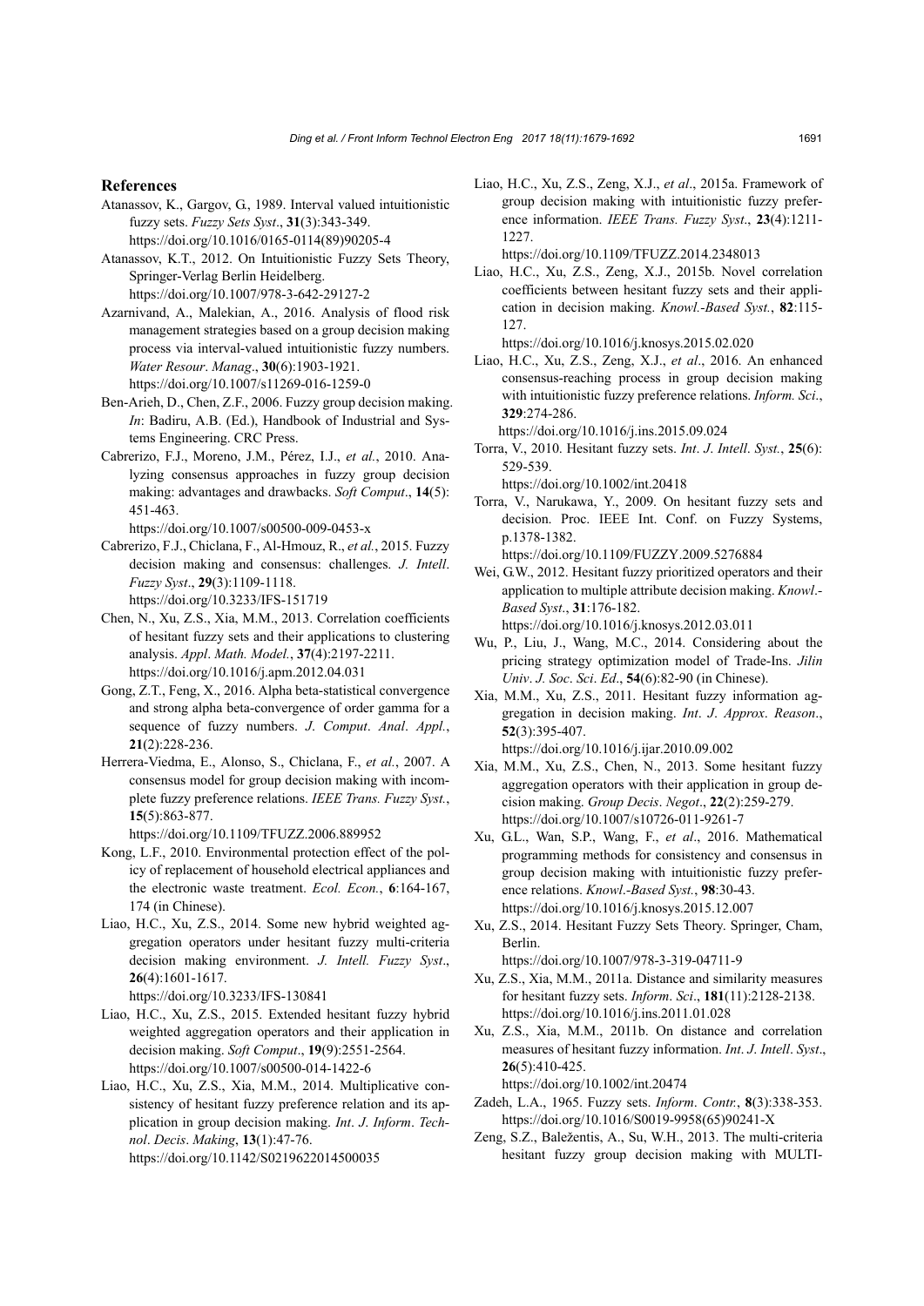## References

Atanassov, K., Gargov, G., 1989. Interval valued intuitionistic fuzzy sets. *Fuzzy Sets Syst*., **31**(3):343-349. https://doi.org/10.1016/0165-0114(89)90205-4

Atanassov, K.T., 2012. On Intuitionistic Fuzzy Sets Theory, Springer-Verlag Berlin Heidelberg. https://doi.org/10.1007/978-3-642-29127-2

Azarnivand, A., Malekian, A., 2016. Analysis of flood risk management strategies based on a group decision making process via interval-valued intuitionistic fuzzy numbers. *Water Resour*. *Manag*., **30**(6):1903-1921. https://doi.org/10.1007/s11269-016-1259-0

Ben-Arieh, D., Chen, Z.F., 2006. Fuzzy group decision making. *In*: Badiru, A.B. (Ed.), Handbook of Industrial and Systems Engineering. CRC Press.

Cabrerizo, F.J., Moreno, J.M., Pérez, I.J., *et al.*, 2010. Analyzing consensus approaches in fuzzy group decision making: advantages and drawbacks. *Soft Comput*., **14**(5): 451-463. https://doi.org/10.1007/s00500-009-0453-x

Cabrerizo, F.J., Chiclana, F., Al-Hmouz, R., *et al.*, 2015. Fuzzy decision making and consensus: challenges. *J. Intell*. *Fuzzy Syst*., **29**(3):1109-1118. https://doi.org/10.3233/IFS-151719

Chen, N., Xu, Z.S., Xia, M.M., 2013. Correlation coefficients of hesitant fuzzy sets and their applications to clustering analysis. *Appl*. *Math. Model.*, **37**(4):2197-2211. https://doi.org/10.1016/j.apm.2012.04.031

Gong, Z.T., Feng, X., 2016. Alpha beta-statistical convergence and strong alpha beta-convergence of order gamma for a sequence of fuzzy numbers. *J. Comput*. *Anal*. *Appl.*, **21**(2):228-236.

Herrera-Viedma, E., Alonso, S., Chiclana, F., *et al.*, 2007. A consensus model for group decision making with incomplete fuzzy preference relations. *IEEE Trans. Fuzzy Syst.*, **15**(5):863-877. https://doi.org/10.1109/TFUZZ.2006.889952

Kong, L.F., 2010. Environmental protection effect of the policy of replacement of household electrical appliances and the electronic waste treatment. *Ecol. Econ.*, **6**:164-167, 174 (in Chinese).

Liao, H.C., Xu, Z.S., 2014. Some new hybrid weighted aggregation operators under hesitant fuzzy multi-criteria decision making environment. *J. Intell. Fuzzy Syst*., **26**(4):1601-1617. https://doi.org/10.3233/IFS-130841

Liao, H.C., Xu, Z.S., 2015. Extended hesitant fuzzy hybrid weighted aggregation operators and their application in decision making. *Soft Comput*., **19**(9):2551-2564. https://doi.org/10.1007/s00500-014-1422-6

Liao, H.C., Xu, Z.S., Xia, M.M., 2014. Multiplicative consistency of hesitant fuzzy preference relation and its application in group decision making. *Int*. *J*. *Inform*. *Technol*. *Decis*. *Making*, **13**(1):47-76. https://doi.org/10.1142/S0219622014500035

Liao, H.C., Xu, Z.S., Zeng, X.J., *et al*., 2015a. Framework of group decision making with intuitionistic fuzzy preference information. *IEEE Trans. Fuzzy Syst*., **23**(4):1211-1227. https://doi.org/10.1109/TFUZZ.2014.2348013

Liao, H.C., Xu, Z.S., Zeng, X.J., 2015b. Novel correlation coefficients between hesitant fuzzy sets and their application in decision making. *Knowl.-Based Syst.*, **82**:115-127. https://doi.org/10.1016/j.knosys.2015.02.020

Liao, H.C., Xu, Z.S., Zeng, X.J., *et al*., 2016. An enhanced consensus-reaching process in group decision making with intuitionistic fuzzy preference relations. *Inform. Sci*., **329**:274-286. https://doi.org/10.1016/j.ins.2015.09.024

Torra, V., 2010. Hesitant fuzzy sets. *Int*. *J*. *Intell*. *Syst.*, **25**(6): 529-539. https://doi.org/10.1002/int.20418

Torra, V., Narukawa, Y., 2009. On hesitant fuzzy sets and decision. Proc. IEEE Int. Conf. on Fuzzy Systems, p.1378-1382. https://doi.org/10.1109/FUZZY.2009.5276884

Wei, G.W., 2012. Hesitant fuzzy prioritized operators and their application to multiple attribute decision making. *Knowl*.-*Based Syst*., **31**:176-182. https://doi.org/10.1016/j.knosys.2012.03.011

Wu, P., Liu, J., Wang, M.C., 2014. Considering about the pricing strategy optimization model of Trade-Ins. *Jilin Univ*. *J. Soc*. *Sci*. *Ed*., **54**(6):82-90 (in Chinese).

Xia, M.M., Xu, Z.S., 2011. Hesitant fuzzy information aggregation in decision making. *Int*. *J*. *Approx*. *Reason*., **52**(3):395-407. https://doi.org/10.1016/j.ijar.2010.09.002

Xia, M.M., Xu, Z.S., Chen, N., 2013. Some hesitant fuzzy aggregation operators with their application in group decision making. *Group Decis*. *Negot*., **22**(2):259-279. https://doi.org/10.1007/s10726-011-9261-7

Xu, G.L., Wan, S.P., Wang, F., *et al*., 2016. Mathematical programming methods for consistency and consensus in group decision making with intuitionistic fuzzy preference relations. *Knowl*.-*Based Syst.*, **98**:30-43. https://doi.org/10.1016/j.knosys.2015.12.007

Xu, Z.S., 2014. Hesitant Fuzzy Sets Theory. Springer, Cham, Berlin. https://doi.org/10.1007/978-3-319-04711-9

Xu, Z.S., Xia, M.M., 2011a. Distance and similarity measures for hesitant fuzzy sets. *Inform*. *Sci*., **181**(11):2128-2138. https://doi.org/10.1016/j.ins.2011.01.028

Xu, Z.S., Xia, M.M., 2011b. On distance and correlation measures of hesitant fuzzy information. *Int*. *J*. *Intell*. *Syst*., **26**(5):410-425. https://doi.org/10.1002/int.20474

Zadeh, L.A., 1965. Fuzzy sets. *Inform*. *Contr.*, **8**(3):338-353. https://doi.org/10.1016/S0019-9958(65)90241-X

Zeng, S.Z., Baležentis, A., Su, W.H., 2013. The multi-criteria hesitant fuzzy group decision making with MULTI-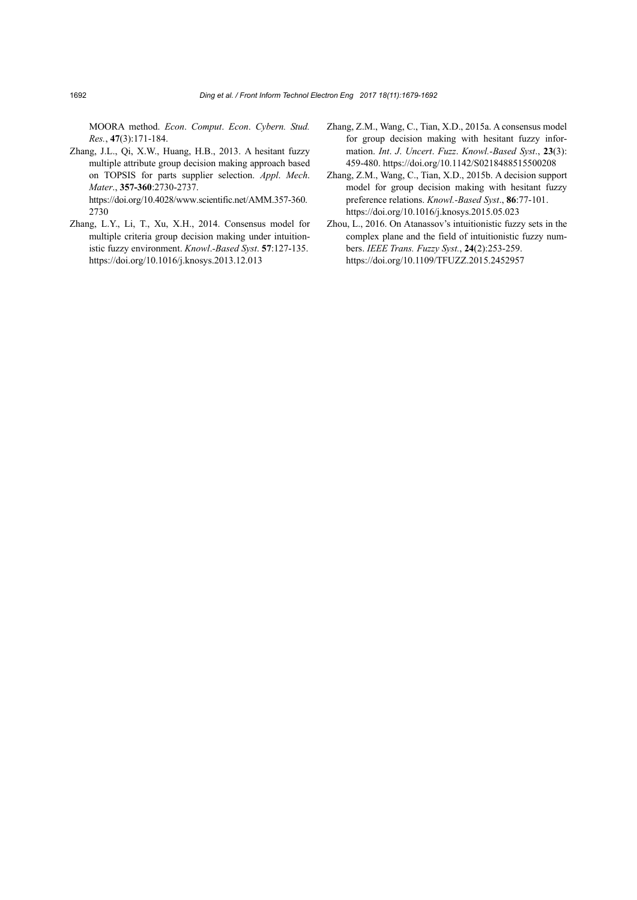MOORA method. *Econ*. *Comput*. *Econ*. *Cybern. Stud. Res.*, **47**(3):171-184.

Zhang, J.L., Qi, X.W., Huang, H.B., 2013. A hesitant fuzzy multiple attribute group decision making approach based on TOPSIS for parts supplier selection. *Appl*. *Mech*. *Mater*., **357-360**:2730-2737. https://doi.org/10.4028/www.scientific.net/AMM.357-360.2730

Zhang, L.Y., Li, T., Xu, X.H., 2014. Consensus model for multiple criteria group decision making under intuitionistic fuzzy environment. *Knowl*.*-Based Syst*. **57**:127-135. https://doi.org/10.1016/j.knosys.2013.12.013

Zhang, Z.M., Wang, C., Tian, X.D., 2015a. A consensus model for group decision making with hesitant fuzzy information. *Int*. *J*. *Uncert*. *Fuzz*. *Knowl.-Based Syst*., **23**(3): 459-480. https://doi.org/10.1142/S0218488515500208

Zhang, Z.M., Wang, C., Tian, X.D., 2015b. A decision support model for group decision making with hesitant fuzzy preference relations. *Knowl.-Based Syst*., **86**:77-101. https://doi.org/10.1016/j.knosys.2015.05.023

Zhou, L., 2016. On Atanassov's intuitionistic fuzzy sets in the complex plane and the field of intuitionistic fuzzy numbers. *IEEE Trans. Fuzzy Syst.*, **24**(2):253-259. https://doi.org/10.1109/TFUZZ.2015.2452957